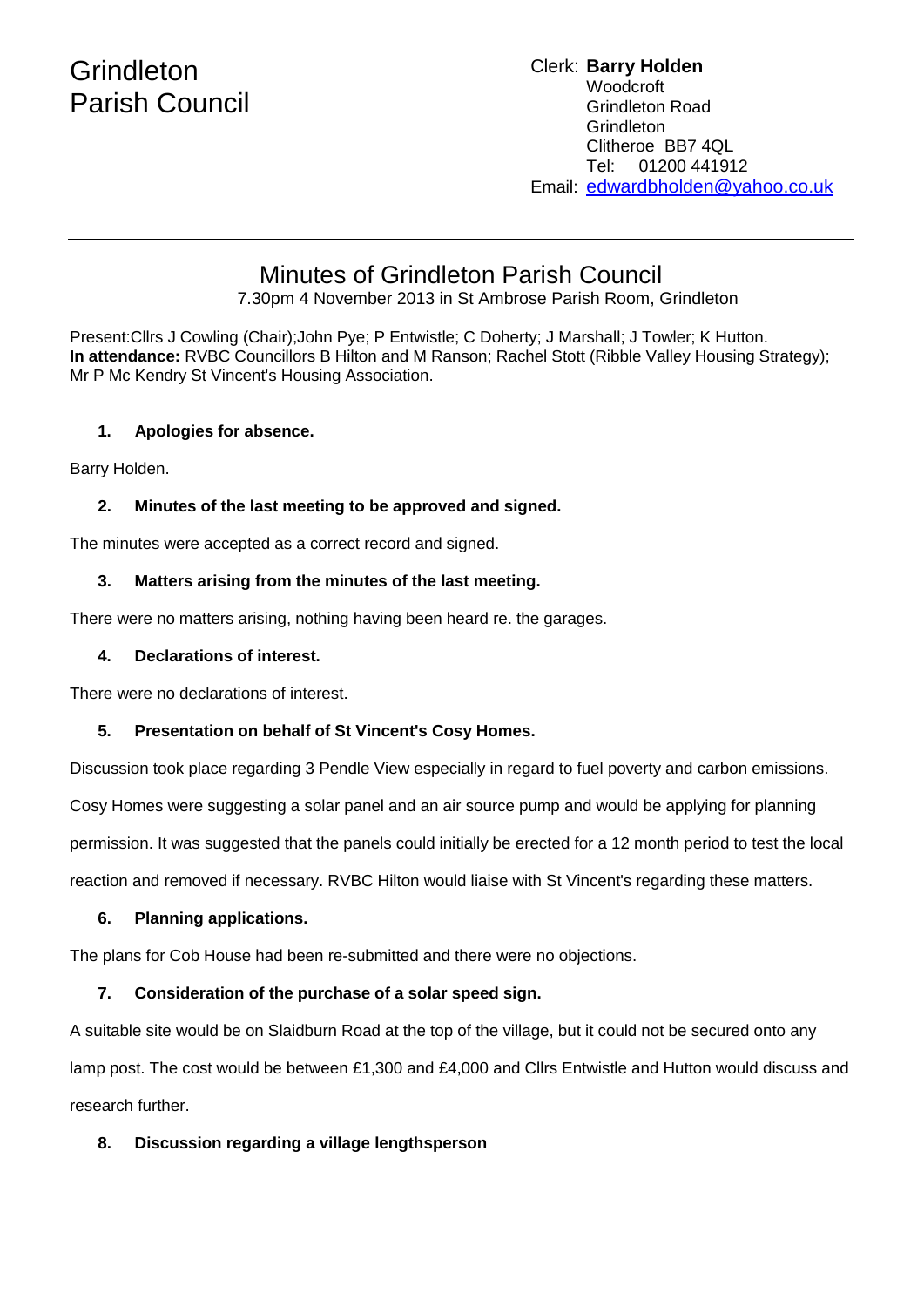# Grindleton Parish Council

Clerk: **Barry Holden**
Woodcroft
Grindleton Road
Grindleton
Clitheroe BB7 4QL
Tel: 01200 441912
Email: edwardbholden@yahoo.co.uk

---

## Minutes of Grindleton Parish Council

7.30pm 4 November 2013 in St Ambrose Parish Room, Grindleton

Present:Cllrs J Cowling (Chair);John Pye; P Entwistle; C Doherty; J Marshall; J Towler; K Hutton.
**In attendance:** RVBC Councillors B Hilton and M Ranson; Rachel Stott (Ribble Valley Housing Strategy); Mr P Mc Kendry St Vincent's Housing Association.

### 1. Apologies for absence.

Barry Holden.

### 2. Minutes of the last meeting to be approved and signed.

The minutes were accepted as a correct record and signed.

### 3. Matters arising from the minutes of the last meeting.

There were no matters arising, nothing having been heard re. the garages.

### 4. Declarations of interest.

There were no declarations of interest.

### 5. Presentation on behalf of St Vincent's Cosy Homes.

Discussion took place regarding 3 Pendle View especially in regard to fuel poverty and carbon emissions. Cosy Homes were suggesting a solar panel and an air source pump and would be applying for planning permission. It was suggested that the panels could initially be erected for a 12 month period to test the local reaction and removed if necessary. RVBC Hilton would liaise with St Vincent's regarding these matters.

### 6. Planning applications.

The plans for Cob House had been re-submitted and there were no objections.

### 7. Consideration of the purchase of a solar speed sign.

A suitable site would be on Slaidburn Road at the top of the village, but it could not be secured onto any lamp post. The cost would be between £1,300 and £4,000 and Cllrs Entwistle and Hutton would discuss and research further.

### 8. Discussion regarding a village lengthsperson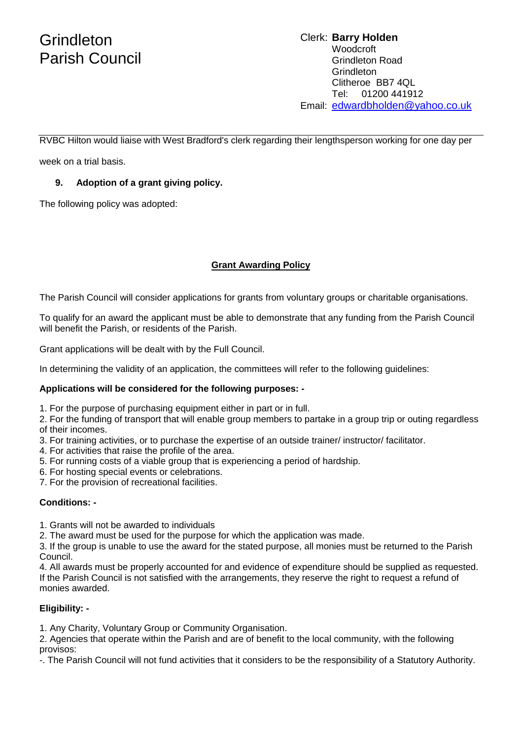RVBC Hilton would liaise with West Bradford's clerk regarding their lengthsperson working for one day per week on a trial basis.

**9. Adoption of a grant giving policy.**

The following policy was adopted:

## Grant Awarding Policy

The Parish Council will consider applications for grants from voluntary groups or charitable organisations.

To qualify for an award the applicant must be able to demonstrate that any funding from the Parish Council will benefit the Parish, or residents of the Parish.

Grant applications will be dealt with by the Full Council.

In determining the validity of an application, the committees will refer to the following guidelines:

**Applications will be considered for the following purposes: -**

1. For the purpose of purchasing equipment either in part or in full.
2. For the funding of transport that will enable group members to partake in a group trip or outing regardless of their incomes.
3. For training activities, or to purchase the expertise of an outside trainer/ instructor/ facilitator.
4. For activities that raise the profile of the area.
5. For running costs of a viable group that is experiencing a period of hardship.
6. For hosting special events or celebrations.
7. For the provision of recreational facilities.

**Conditions: -**

1. Grants will not be awarded to individuals
2. The award must be used for the purpose for which the application was made.
3. If the group is unable to use the award for the stated purpose, all monies must be returned to the Parish Council.
4. All awards must be properly accounted for and evidence of expenditure should be supplied as requested. If the Parish Council is not satisfied with the arrangements, they reserve the right to request a refund of monies awarded.

**Eligibility: -**

1. Any Charity, Voluntary Group or Community Organisation.
2. Agencies that operate within the Parish and are of benefit to the local community, with the following provisos:

-. The Parish Council will not fund activities that it considers to be the responsibility of a Statutory Authority.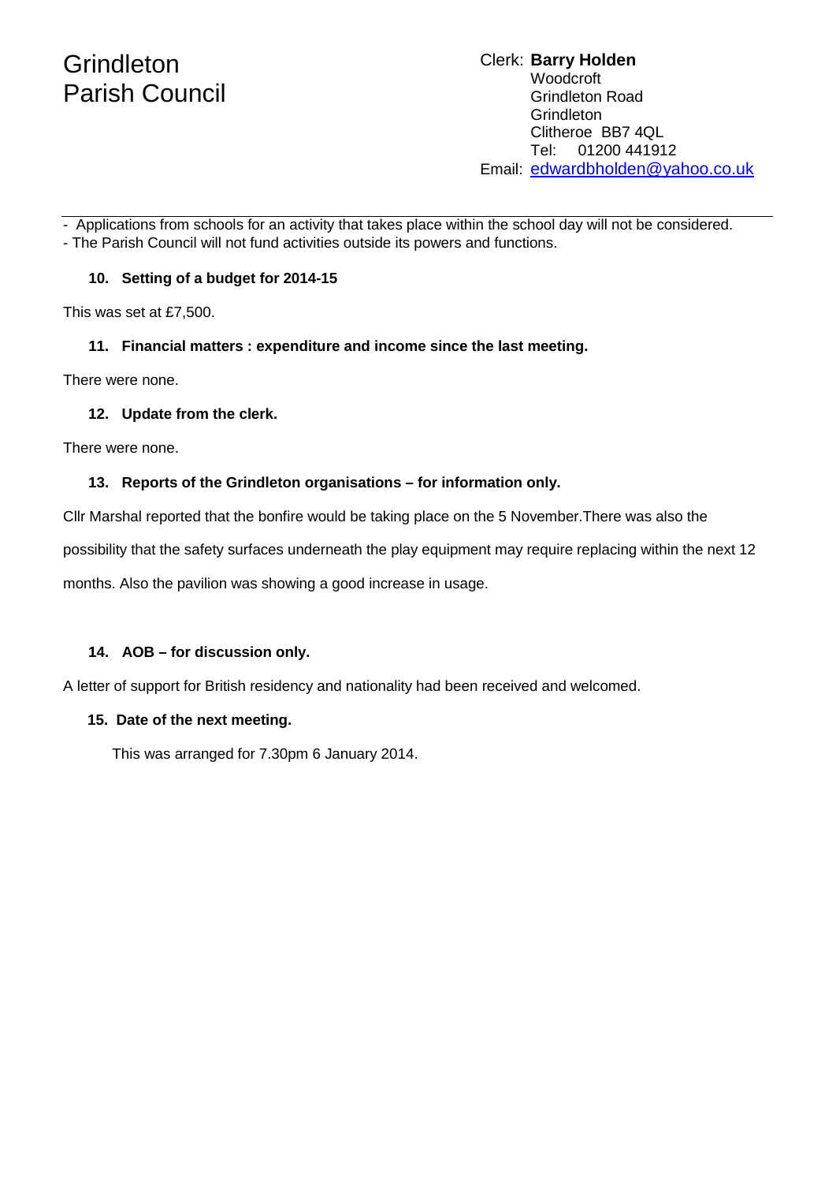Grindleton
Parish Council

Clerk: **Barry Holden**
Woodcroft
Grindleton Road
Grindleton
Clitheroe BB7 4QL
Tel: 01200 441912
Email: edwardbholden@yahoo.co.uk

- Applications from schools for an activity that takes place within the school day will not be considered.
- The Parish Council will not fund activities outside its powers and functions.

**10. Setting of a budget for 2014-15**

This was set at £7,500.

**11. Financial matters : expenditure and income since the last meeting.**

There were none.

**12. Update from the clerk.**

There were none.

**13. Reports of the Grindleton organisations – for information only.**

Cllr Marshal reported that the bonfire would be taking place on the 5 November.There was also the possibility that the safety surfaces underneath the play equipment may require replacing within the next 12 months. Also the pavilion was showing a good increase in usage.

**14. AOB – for discussion only.**

A letter of support for British residency and nationality had been received and welcomed.

**15. Date of the next meeting.**

This was arranged for 7.30pm 6 January 2014.